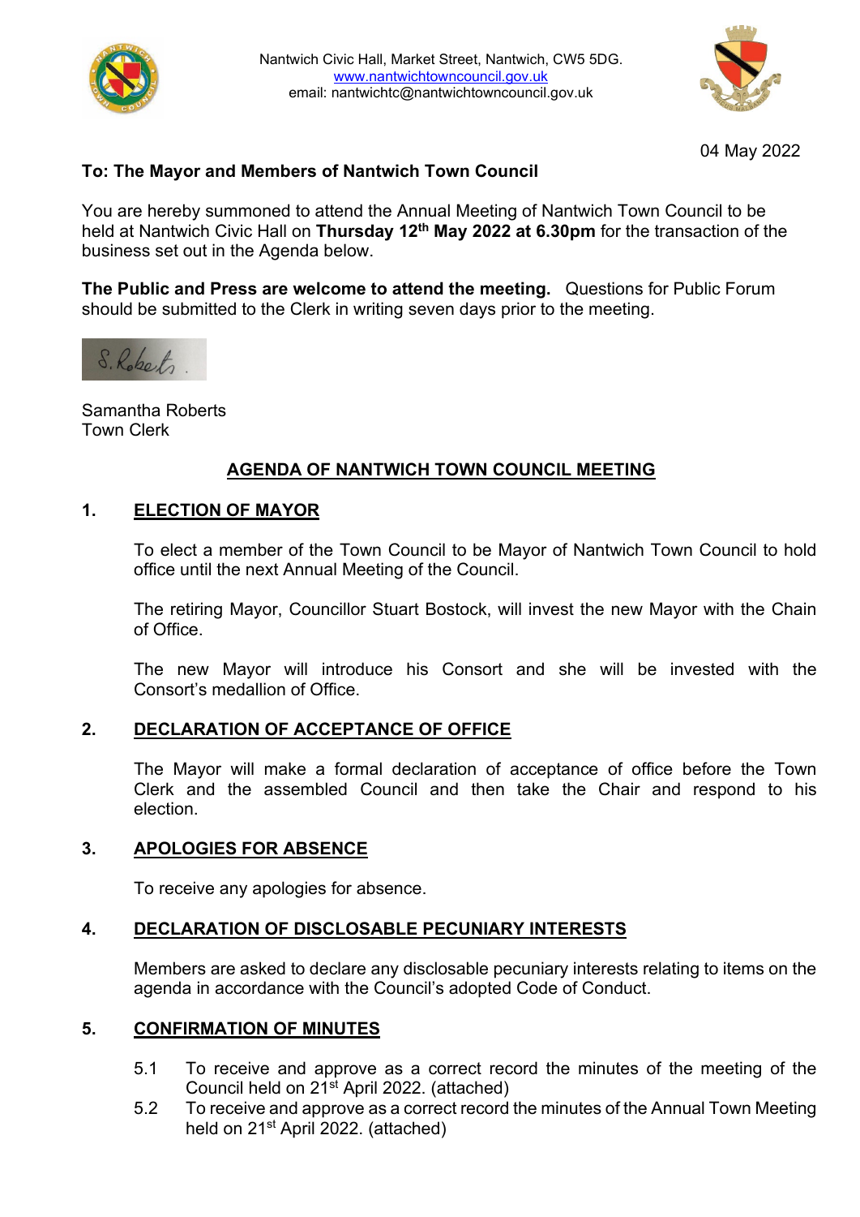Nantwich Civic Hall, Market Street, Nantwich, CW5 5DG.
www.nantwichtowncouncil.gov.uk
email: nantwichtc@nantwichtowncouncil.gov.uk

04 May 2022

**To: The Mayor and Members of Nantwich Town Council**

You are hereby summoned to attend the Annual Meeting of Nantwich Town Council to be held at Nantwich Civic Hall on **Thursday 12th May 2022 at 6.30pm** for the transaction of the business set out in the Agenda below.

**The Public and Press are welcome to attend the meeting.** Questions for Public Forum should be submitted to the Clerk in writing seven days prior to the meeting.

S. Roberts

Samantha Roberts
Town Clerk

## AGENDA OF NANTWICH TOWN COUNCIL MEETING

### 1. ELECTION OF MAYOR

To elect a member of the Town Council to be Mayor of Nantwich Town Council to hold office until the next Annual Meeting of the Council.

The retiring Mayor, Councillor Stuart Bostock, will invest the new Mayor with the Chain of Office.

The new Mayor will introduce his Consort and she will be invested with the Consort's medallion of Office.

### 2. DECLARATION OF ACCEPTANCE OF OFFICE

The Mayor will make a formal declaration of acceptance of office before the Town Clerk and the assembled Council and then take the Chair and respond to his election.

### 3. APOLOGIES FOR ABSENCE

To receive any apologies for absence.

### 4. DECLARATION OF DISCLOSABLE PECUNIARY INTERESTS

Members are asked to declare any disclosable pecuniary interests relating to items on the agenda in accordance with the Council's adopted Code of Conduct.

### 5. CONFIRMATION OF MINUTES

5.1 To receive and approve as a correct record the minutes of the meeting of the Council held on 21st April 2022. (attached)

5.2 To receive and approve as a correct record the minutes of the Annual Town Meeting held on 21st April 2022. (attached)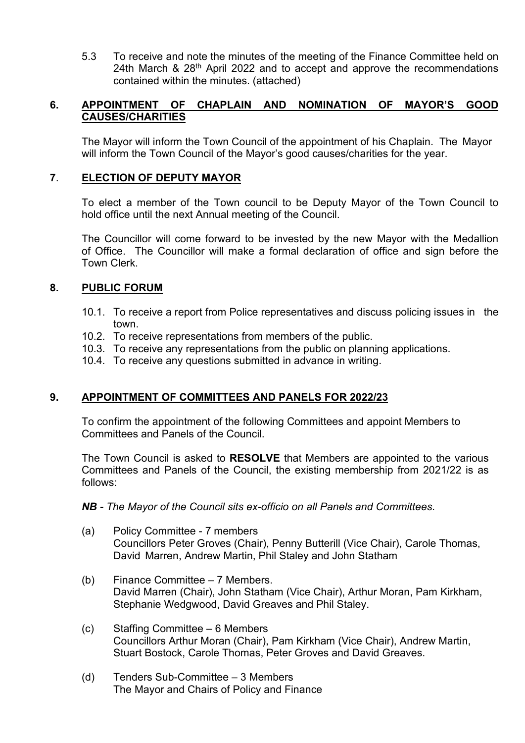5.3 To receive and note the minutes of the meeting of the Finance Committee held on 24th March & 28th April 2022 and to accept and approve the recommendations contained within the minutes. (attached)

## 6. APPOINTMENT OF CHAPLAIN AND NOMINATION OF MAYOR'S GOOD CAUSES/CHARITIES

The Mayor will inform the Town Council of the appointment of his Chaplain. The Mayor will inform the Town Council of the Mayor's good causes/charities for the year.

## 7. ELECTION OF DEPUTY MAYOR

To elect a member of the Town council to be Deputy Mayor of the Town Council to hold office until the next Annual meeting of the Council.

The Councillor will come forward to be invested by the new Mayor with the Medallion of Office. The Councillor will make a formal declaration of office and sign before the Town Clerk.

## 8. PUBLIC FORUM

10.1. To receive a report from Police representatives and discuss policing issues in the town.
10.2. To receive representations from members of the public.
10.3. To receive any representations from the public on planning applications.
10.4. To receive any questions submitted in advance in writing.

## 9. APPOINTMENT OF COMMITTEES AND PANELS FOR 2022/23

To confirm the appointment of the following Committees and appoint Members to Committees and Panels of the Council.

The Town Council is asked to **RESOLVE** that Members are appointed to the various Committees and Panels of the Council, the existing membership from 2021/22 is as follows:

***NB -** The Mayor of the Council sits ex-officio on all Panels and Committees.*

(a) Policy Committee - 7 members
Councillors Peter Groves (Chair), Penny Butterill (Vice Chair), Carole Thomas, David Marren, Andrew Martin, Phil Staley and John Statham

(b) Finance Committee – 7 Members.
David Marren (Chair), John Statham (Vice Chair), Arthur Moran, Pam Kirkham, Stephanie Wedgwood, David Greaves and Phil Staley.

(c) Staffing Committee – 6 Members
Councillors Arthur Moran (Chair), Pam Kirkham (Vice Chair), Andrew Martin, Stuart Bostock, Carole Thomas, Peter Groves and David Greaves.

(d) Tenders Sub-Committee – 3 Members
The Mayor and Chairs of Policy and Finance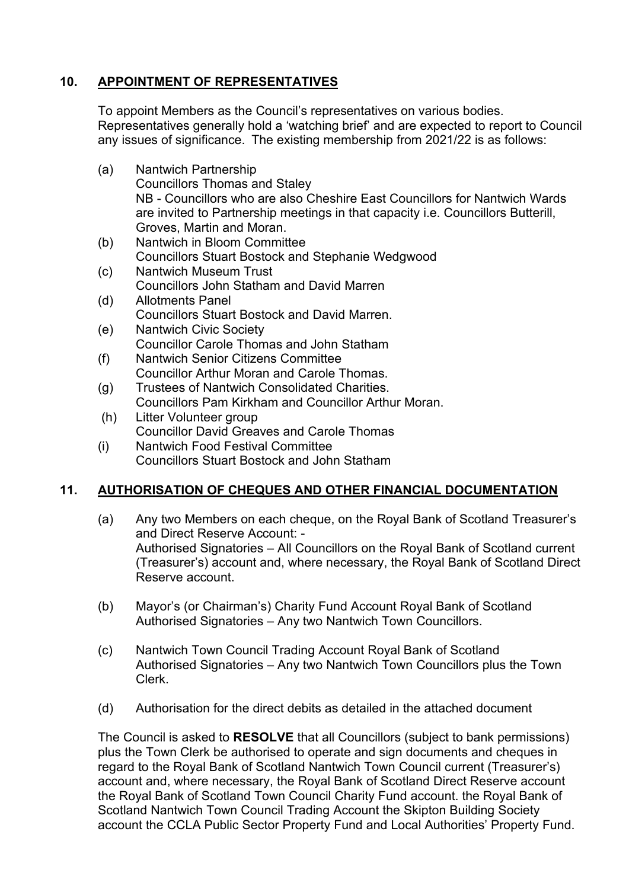## 10. APPOINTMENT OF REPRESENTATIVES

To appoint Members as the Council's representatives on various bodies. Representatives generally hold a 'watching brief' and are expected to report to Council any issues of significance. The existing membership from 2021/22 is as follows:

(a) Nantwich Partnership
Councillors Thomas and Staley
NB - Councillors who are also Cheshire East Councillors for Nantwich Wards are invited to Partnership meetings in that capacity i.e. Councillors Butterill, Groves, Martin and Moran.

(b) Nantwich in Bloom Committee
Councillors Stuart Bostock and Stephanie Wedgwood

(c) Nantwich Museum Trust
Councillors John Statham and David Marren

(d) Allotments Panel
Councillors Stuart Bostock and David Marren.

(e) Nantwich Civic Society
Councillor Carole Thomas and John Statham

(f) Nantwich Senior Citizens Committee
Councillor Arthur Moran and Carole Thomas.

(g) Trustees of Nantwich Consolidated Charities.
Councillors Pam Kirkham and Councillor Arthur Moran.

(h) Litter Volunteer group
Councillor David Greaves and Carole Thomas

(i) Nantwich Food Festival Committee
Councillors Stuart Bostock and John Statham

## 11. AUTHORISATION OF CHEQUES AND OTHER FINANCIAL DOCUMENTATION

(a) Any two Members on each cheque, on the Royal Bank of Scotland Treasurer's and Direct Reserve Account: -
Authorised Signatories – All Councillors on the Royal Bank of Scotland current (Treasurer's) account and, where necessary, the Royal Bank of Scotland Direct Reserve account.

(b) Mayor's (or Chairman's) Charity Fund Account Royal Bank of Scotland
Authorised Signatories – Any two Nantwich Town Councillors.

(c) Nantwich Town Council Trading Account Royal Bank of Scotland
Authorised Signatories – Any two Nantwich Town Councillors plus the Town Clerk.

(d) Authorisation for the direct debits as detailed in the attached document

The Council is asked to **RESOLVE** that all Councillors (subject to bank permissions) plus the Town Clerk be authorised to operate and sign documents and cheques in regard to the Royal Bank of Scotland Nantwich Town Council current (Treasurer's) account and, where necessary, the Royal Bank of Scotland Direct Reserve account the Royal Bank of Scotland Town Council Charity Fund account. the Royal Bank of Scotland Nantwich Town Council Trading Account the Skipton Building Society account the CCLA Public Sector Property Fund and Local Authorities' Property Fund.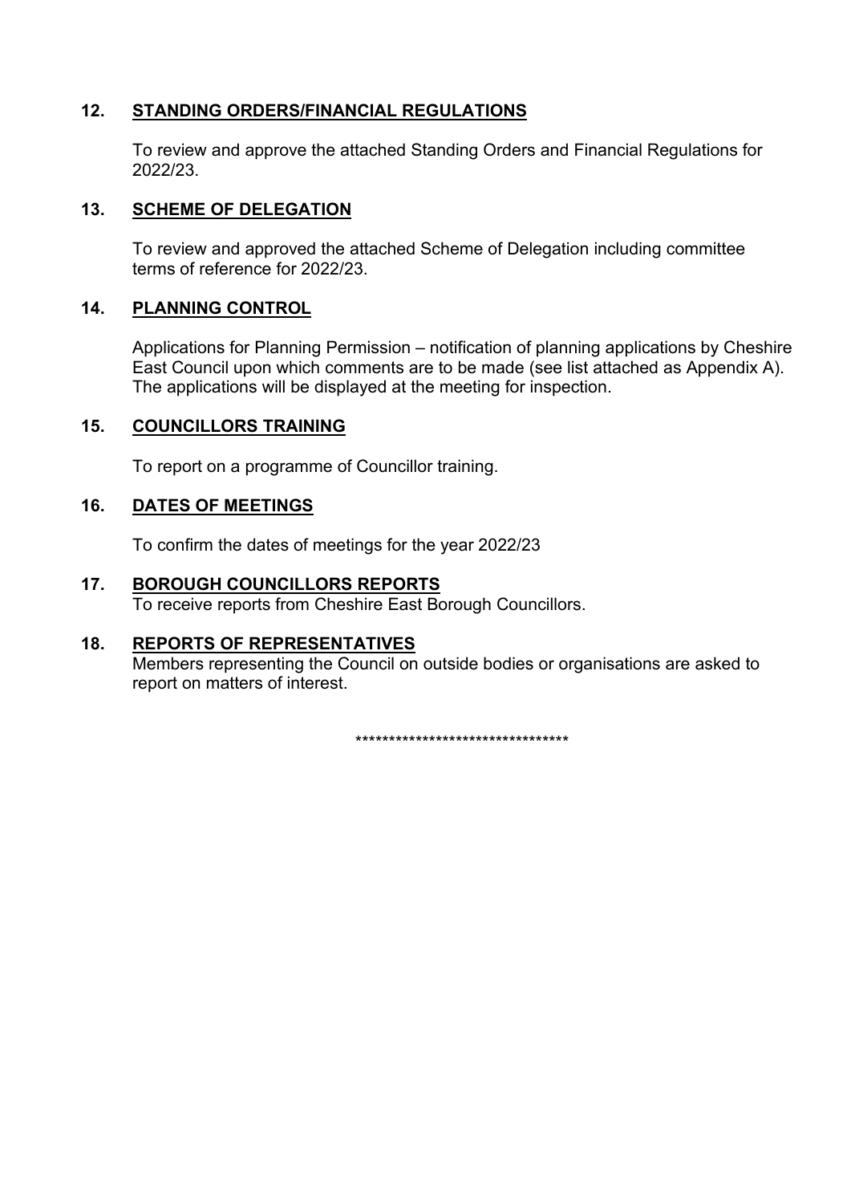## 12. STANDING ORDERS/FINANCIAL REGULATIONS

To review and approve the attached Standing Orders and Financial Regulations for 2022/23.

## 13. SCHEME OF DELEGATION

To review and approved the attached Scheme of Delegation including committee terms of reference for 2022/23.

## 14. PLANNING CONTROL

Applications for Planning Permission – notification of planning applications by Cheshire East Council upon which comments are to be made (see list attached as Appendix A). The applications will be displayed at the meeting for inspection.

## 15. COUNCILLORS TRAINING

To report on a programme of Councillor training.

## 16. DATES OF MEETINGS

To confirm the dates of meetings for the year 2022/23

## 17. BOROUGH COUNCILLORS REPORTS

To receive reports from Cheshire East Borough Councillors.

## 18. REPORTS OF REPRESENTATIVES

Members representing the Council on outside bodies or organisations are asked to report on matters of interest.

********************************